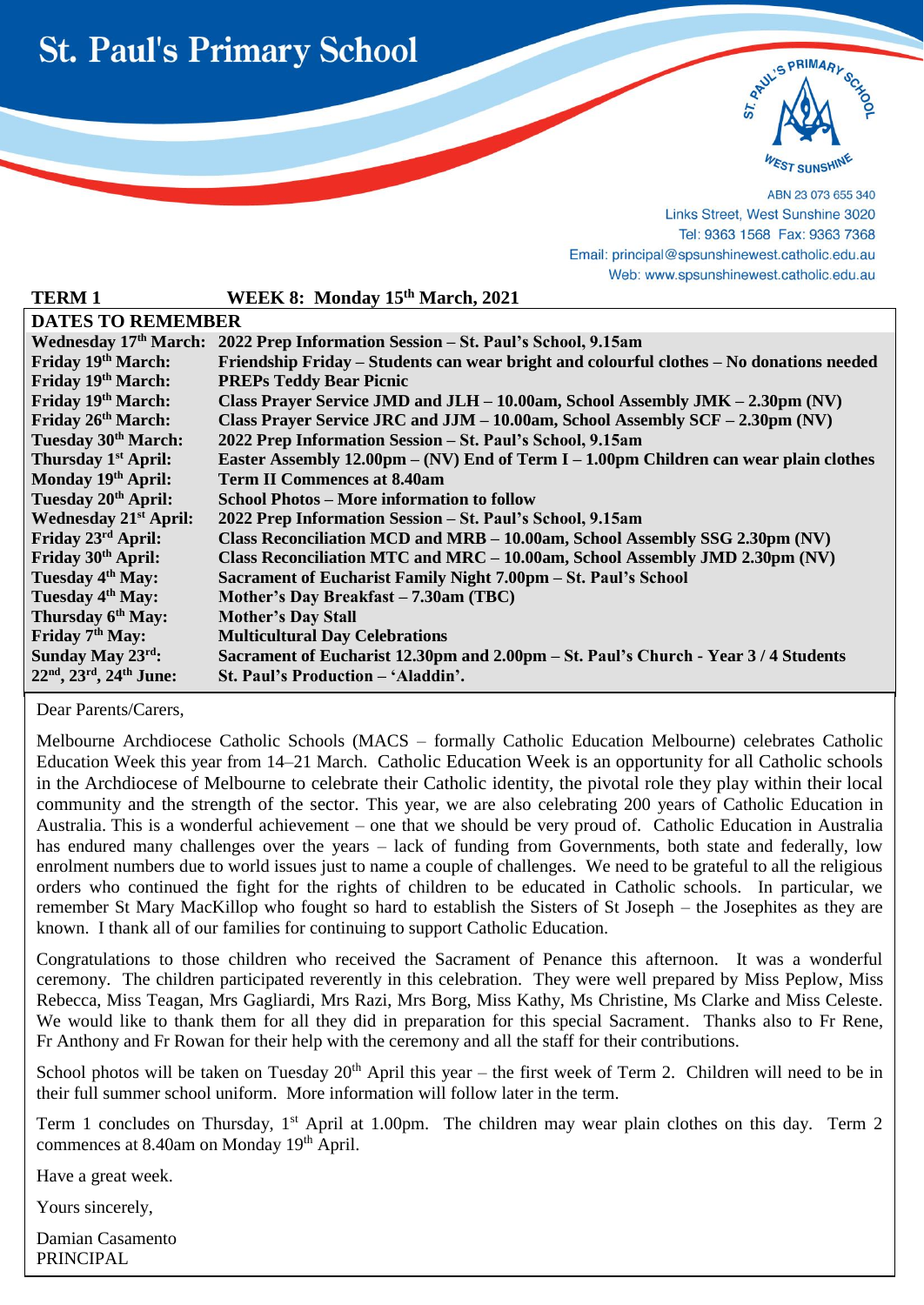# St. Paul's Primary School

ABN 23 073 655 340
Links Street, West Sunshine 3020
Tel: 9363 1568 Fax: 9363 7368
Email: principal@spsunshinewest.catholic.edu.au
Web: www.spsunshinewest.catholic.edu.au

**TERM 1** **WEEK 8: Monday 15th March, 2021**

## DATES TO REMEMBER

| | |
|---|---|
| **Wednesday 17th March:** | **2022 Prep Information Session – St. Paul's School, 9.15am** |
| **Friday 19th March:** | **Friendship Friday – Students can wear bright and colourful clothes – No donations needed** |
| **Friday 19th March:** | **PREPs Teddy Bear Picnic** |
| **Friday 19th March:** | **Class Prayer Service JMD and JLH – 10.00am, School Assembly JMK – 2.30pm (NV)** |
| **Friday 26th March:** | **Class Prayer Service JRC and JJM – 10.00am, School Assembly SCF – 2.30pm (NV)** |
| **Tuesday 30th March:** | **2022 Prep Information Session – St. Paul's School, 9.15am** |
| **Thursday 1st April:** | **Easter Assembly 12.00pm – (NV) End of Term I – 1.00pm Children can wear plain clothes** |
| **Monday 19th April:** | **Term II Commences at 8.40am** |
| **Tuesday 20th April:** | **School Photos – More information to follow** |
| **Wednesday 21st April:** | **2022 Prep Information Session – St. Paul's School, 9.15am** |
| **Friday 23rd April:** | **Class Reconciliation MCD and MRB – 10.00am, School Assembly SSG 2.30pm (NV)** |
| **Friday 30th April:** | **Class Reconciliation MTC and MRC – 10.00am, School Assembly JMD 2.30pm (NV)** |
| **Tuesday 4th May:** | **Sacrament of Eucharist Family Night 7.00pm – St. Paul's School** |
| **Tuesday 4th May:** | **Mother's Day Breakfast – 7.30am (TBC)** |
| **Thursday 6th May:** | **Mother's Day Stall** |
| **Friday 7th May:** | **Multicultural Day Celebrations** |
| **Sunday May 23rd:** | **Sacrament of Eucharist 12.30pm and 2.00pm – St. Paul's Church - Year 3 / 4 Students** |
| **22nd, 23rd, 24th June:** | **St. Paul's Production – 'Aladdin'.** |

Dear Parents/Carers,

Melbourne Archdiocese Catholic Schools (MACS – formally Catholic Education Melbourne) celebrates Catholic Education Week this year from 14–21 March. Catholic Education Week is an opportunity for all Catholic schools in the Archdiocese of Melbourne to celebrate their Catholic identity, the pivotal role they play within their local community and the strength of the sector. This year, we are also celebrating 200 years of Catholic Education in Australia. This is a wonderful achievement – one that we should be very proud of. Catholic Education in Australia has endured many challenges over the years – lack of funding from Governments, both state and federally, low enrolment numbers due to world issues just to name a couple of challenges. We need to be grateful to all the religious orders who continued the fight for the rights of children to be educated in Catholic schools. In particular, we remember St Mary MacKillop who fought so hard to establish the Sisters of St Joseph – the Josephites as they are known. I thank all of our families for continuing to support Catholic Education.

Congratulations to those children who received the Sacrament of Penance this afternoon. It was a wonderful ceremony. The children participated reverently in this celebration. They were well prepared by Miss Peplow, Miss Rebecca, Miss Teagan, Mrs Gagliardi, Mrs Razi, Mrs Borg, Miss Kathy, Ms Christine, Ms Clarke and Miss Celeste. We would like to thank them for all they did in preparation for this special Sacrament. Thanks also to Fr Rene, Fr Anthony and Fr Rowan for their help with the ceremony and all the staff for their contributions.

School photos will be taken on Tuesday 20th April this year – the first week of Term 2. Children will need to be in their full summer school uniform. More information will follow later in the term.

Term 1 concludes on Thursday, 1st April at 1.00pm. The children may wear plain clothes on this day. Term 2 commences at 8.40am on Monday 19th April.

Have a great week.

Yours sincerely,

Damian Casamento
PRINCIPAL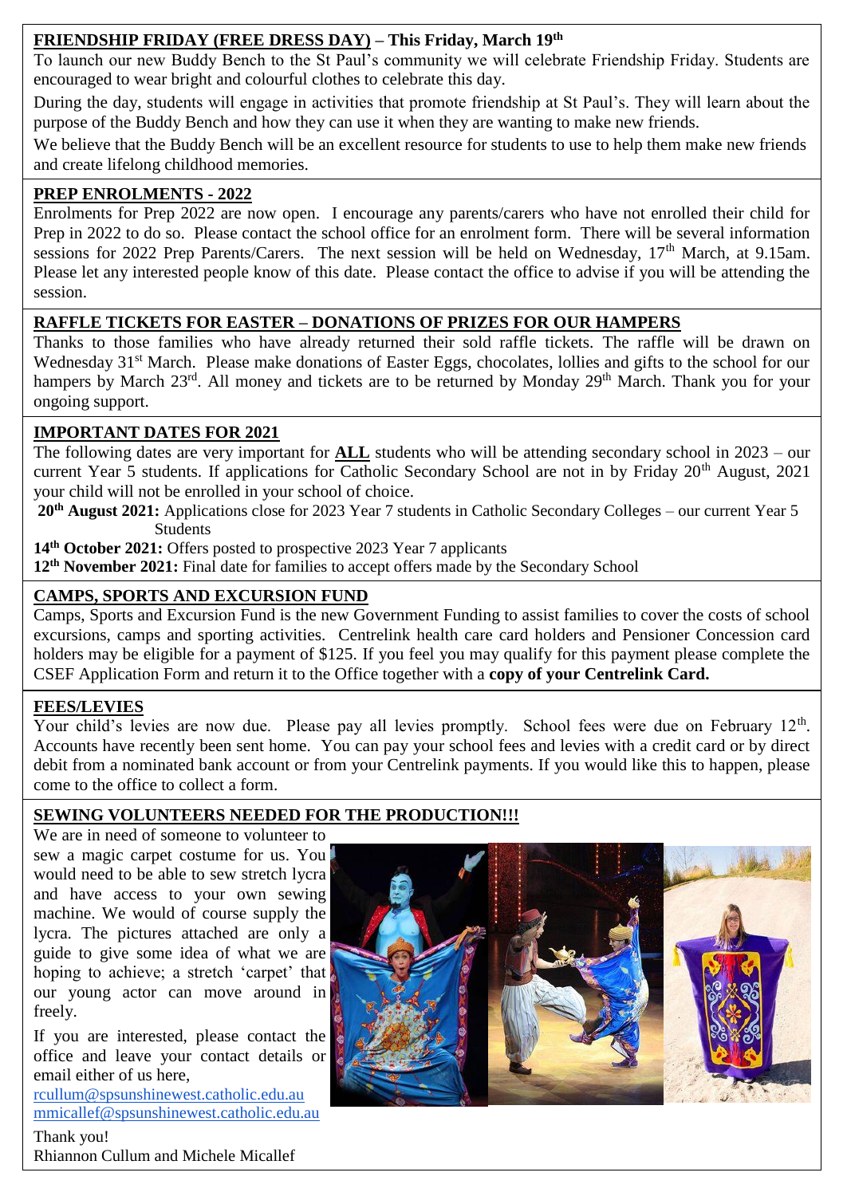## FRIENDSHIP FRIDAY (FREE DRESS DAY) – This Friday, March 19th

To launch our new Buddy Bench to the St Paul's community we will celebrate Friendship Friday. Students are encouraged to wear bright and colourful clothes to celebrate this day.

During the day, students will engage in activities that promote friendship at St Paul's. They will learn about the purpose of the Buddy Bench and how they can use it when they are wanting to make new friends.

We believe that the Buddy Bench will be an excellent resource for students to use to help them make new friends and create lifelong childhood memories.

## PREP ENROLMENTS - 2022

Enrolments for Prep 2022 are now open. I encourage any parents/carers who have not enrolled their child for Prep in 2022 to do so. Please contact the school office for an enrolment form. There will be several information sessions for 2022 Prep Parents/Carers. The next session will be held on Wednesday, 17th March, at 9.15am. Please let any interested people know of this date. Please contact the office to advise if you will be attending the session.

## RAFFLE TICKETS FOR EASTER – DONATIONS OF PRIZES FOR OUR HAMPERS

Thanks to those families who have already returned their sold raffle tickets. The raffle will be drawn on Wednesday 31st March. Please make donations of Easter Eggs, chocolates, lollies and gifts to the school for our hampers by March 23rd. All money and tickets are to be returned by Monday 29th March. Thank you for your ongoing support.

## IMPORTANT DATES FOR 2021

The following dates are very important for **ALL** students who will be attending secondary school in 2023 – our current Year 5 students. If applications for Catholic Secondary School are not in by Friday 20th August, 2021 your child will not be enrolled in your school of choice.

**20th August 2021:** Applications close for 2023 Year 7 students in Catholic Secondary Colleges – our current Year 5 Students

**14th October 2021:** Offers posted to prospective 2023 Year 7 applicants

**12th November 2021:** Final date for families to accept offers made by the Secondary School

## CAMPS, SPORTS AND EXCURSION FUND

Camps, Sports and Excursion Fund is the new Government Funding to assist families to cover the costs of school excursions, camps and sporting activities. Centrelink health care card holders and Pensioner Concession card holders may be eligible for a payment of $125. If you feel you may qualify for this payment please complete the CSEF Application Form and return it to the Office together with a **copy of your Centrelink Card.**

## FEES/LEVIES

Your child's levies are now due. Please pay all levies promptly. School fees were due on February 12th. Accounts have recently been sent home. You can pay your school fees and levies with a credit card or by direct debit from a nominated bank account or from your Centrelink payments. If you would like this to happen, please come to the office to collect a form.

## SEWING VOLUNTEERS NEEDED FOR THE PRODUCTION!!!

We are in need of someone to volunteer to sew a magic carpet costume for us. You would need to be able to sew stretch lycra and have access to your own sewing machine. We would of course supply the lycra. The pictures attached are only a guide to give some idea of what we are hoping to achieve; a stretch 'carpet' that our young actor can move around in freely.

If you are interested, please contact the office and leave your contact details or email either of us here,

rcullum@spsunshinewest.catholic.edu.au
mmicallef@spsunshinewest.catholic.edu.au

Thank you!
Rhiannon Cullum and Michele Micallef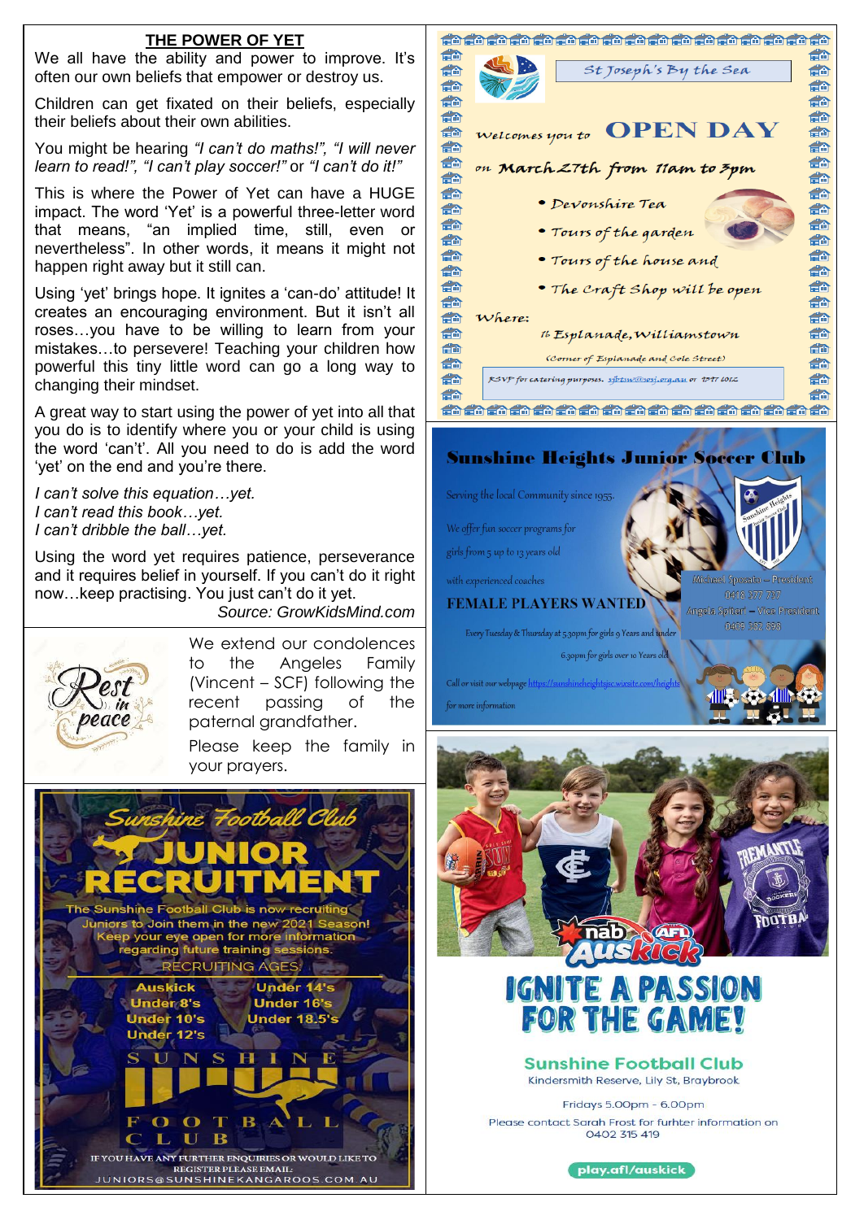## THE POWER OF YET

We all have the ability and power to improve. It's often our own beliefs that empower or destroy us.

Children can get fixated on their beliefs, especially their beliefs about their own abilities.

You might be hearing *"I can't do maths!", "I will never learn to read!", "I can't play soccer!"* or *"I can't do it!"*

This is where the Power of Yet can have a HUGE impact. The word 'Yet' is a powerful three-letter word that means, "an implied time, still, even or nevertheless". In other words, it means it might not happen right away but it still can.

Using 'yet' brings hope. It ignites a 'can-do' attitude! It creates an encouraging environment. But it isn't all roses…you have to be willing to learn from your mistakes…to persevere! Teaching your children how powerful this tiny little word can go a long way to changing their mindset.

A great way to start using the power of yet into all that you do is to identify where you or your child is using the word 'can't'. All you need to do is add the word 'yet' on the end and you're there.

*I can't solve this equation…yet.*
*I can't read this book…yet.*
*I can't dribble the ball…yet.*

Using the word yet requires patience, perseverance and it requires belief in yourself. If you can't do it right now…keep practising. You just can't do it yet.

*Source: GrowKidsMind.com*

Rest in peace

We extend our condolences to the Angeles Family (Vincent – SCF) following the recent passing of the paternal grandfather.

Please keep the family in your prayers.

# Sunshine Football Club JUNIOR RECRUITMENT

The Sunshine Football Club is now recruiting Juniors to Join them in the new 2021 Season! Keep your eye open for more information regarding future training sessions.

RECRUITING AGES:

| | |
|---|---|
| **Auskick** | **Under 14's** |
| **Under 8's** | **Under 16's** |
| **Under 10's** | **Under 18.5's** |
| **Under 12's** | |

SUNSHINE FOOTBALL CLUB

IF YOU HAVE ANY FURTHER ENQUIRIES OR WOULD LIKE TO REGISTER PLEASE EMAIL:
JUNIORS@SUNSHINEKANGAROOS.COM.AU

St Joseph's By the Sea

welcomes you to **OPEN DAY**

on March 27th from 11am to 3pm

- Devonshire Tea
- Tours of the garden
- Tours of the house and
- The Craft Shop will be open

Where:
16 Esplanade, Williamstown
(Corner of Esplanade and Cole Street)

RSVP for catering purposes. sjbtsw@osj.org.au or 9397 6062

## Sunshine Heights Junior Soccer Club

Serving the local Community since 1955.

We offer fun soccer programs for girls from 5 up to 13 years old

with experienced coaches

**FEMALE PLAYERS WANTED**

Michael Sposato – President 0418 377 727

Angela Spiteri – Vice President 0409 737 393

Every Tuesday & Thursday at 5.30pm for girls 9 Years and under

6.30pm for girls over 10 Years old

Call or visit our webpage https://sunshineheightsjsc.wixsite.com/heights for more information

nab AFL Auskick

# IGNITE A PASSION FOR THE GAME!

**Sunshine Football Club**
Kindersmith Reserve, Lily St, Braybrook

Fridays 5.00pm - 6.00pm

Please contact Sarah Frost for furhter information on 0402 315 419

play.afl/auskick